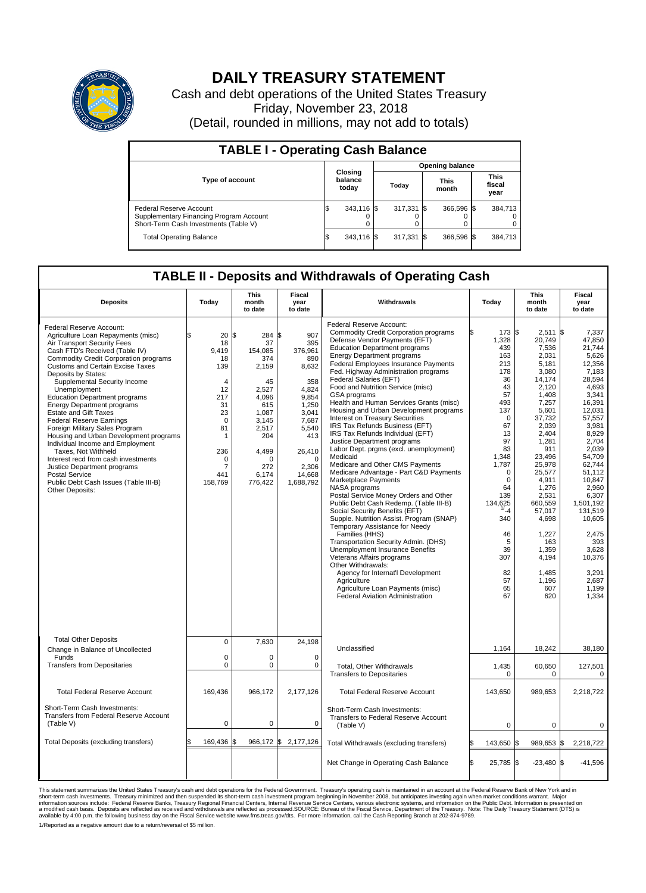# DAILY TREASURY STATEMENT

Cash and debt operations of the United States Treasury

Friday, November 23, 2018

(Detail, rounded in millions, may not add to totals)

## TABLE I - Operating Cash Balance

| Type of account | Closing balance today | Opening balance Today | Opening balance This month | Opening balance This fiscal year |
|---|---|---|---|---|
| Federal Reserve Account | $ 343,116 | $ 317,331 | $ 366,596 | $ 384,713 |
| Supplementary Financing Program Account | 0 | 0 | 0 | 0 |
| Short-Term Cash Investments (Table V) | 0 | 0 | 0 | 0 |
| Total Operating Balance | $ 343,116 | $ 317,331 | $ 366,596 | $ 384,713 |

## TABLE II - Deposits and Withdrawals of Operating Cash

| Deposits | Today | This month to date | Fiscal year to date |
|---|---|---|---|
| Federal Reserve Account: | | | |
| Agriculture Loan Repayments (misc) | $ 20 | $ 284 | $ 907 |
| Air Transport Security Fees | 18 | 37 | 395 |
| Cash FTD's Received (Table IV) | 9,419 | 154,085 | 376,961 |
| Commodity Credit Corporation programs | 18 | 374 | 890 |
| Customs and Certain Excise Taxes | 139 | 2,159 | 8,632 |
| Deposits by States: | | | |
| Supplemental Security Income | 4 | 45 | 358 |
| Unemployment | 12 | 2,527 | 4,824 |
| Education Department programs | 217 | 4,096 | 9,854 |
| Energy Department programs | 31 | 615 | 1,250 |
| Estate and Gift Taxes | 23 | 1,087 | 3,041 |
| Federal Reserve Earnings | 0 | 3,145 | 7,687 |
| Foreign Military Sales Program | 81 | 2,517 | 5,540 |
| Housing and Urban Development programs | 1 | 204 | 413 |
| Individual Income and Employment Taxes, Not Withheld | 236 | 4,499 | 26,410 |
| Interest recd from cash investments | 0 | 0 | 0 |
| Justice Department programs | 7 | 272 | 2,306 |
| Postal Service | 441 | 6,174 | 14,668 |
| Public Debt Cash Issues (Table III-B) | 158,769 | 776,422 | 1,688,792 |
| Other Deposits: | | | |
| Total Other Deposits | 0 | 7,630 | 24,198 |
| Change in Balance of Uncollected Funds | 0 | 0 | 0 |
| Transfers from Depositaries | 0 | 0 | 0 |
| Total Federal Reserve Account | 169,436 | 966,172 | 2,177,126 |
| Short-Term Cash Investments: Transfers from Federal Reserve Account (Table V) | 0 | 0 | 0 |
| Total Deposits (excluding transfers) | $ 169,436 | $ 966,172 | $ 2,177,126 |

| Withdrawals | Today | This month to date | Fiscal year to date |
|---|---|---|---|
| Federal Reserve Account: | | | |
| Commodity Credit Corporation programs | $ 173 | $ 2,511 | $ 7,337 |
| Defense Vendor Payments (EFT) | 1,328 | 20,749 | 47,850 |
| Education Department programs | 439 | 7,536 | 21,744 |
| Energy Department programs | 163 | 2,031 | 5,626 |
| Federal Employees Insurance Payments | 213 | 5,181 | 12,356 |
| Fed. Highway Administration programs | 178 | 3,080 | 7,183 |
| Federal Salaries (EFT) | 36 | 14,174 | 28,594 |
| Food and Nutrition Service (misc) | 43 | 2,120 | 4,693 |
| GSA programs | 57 | 1,408 | 3,341 |
| Health and Human Services Grants (misc) | 493 | 7,257 | 16,391 |
| Housing and Urban Development programs | 137 | 5,601 | 12,031 |
| Interest on Treasury Securities | 0 | 37,732 | 57,557 |
| IRS Tax Refunds Business (EFT) | 67 | 2,039 | 3,981 |
| IRS Tax Refunds Individual (EFT) | 13 | 2,404 | 8,929 |
| Justice Department programs | 97 | 1,281 | 2,704 |
| Labor Dept. prgms (excl. unemployment) | 83 | 911 | 2,039 |
| Medicaid | 1,348 | 23,496 | 54,709 |
| Medicare and Other CMS Payments | 1,787 | 25,978 | 62,744 |
| Medicare Advantage - Part C&D Payments | 0 | 25,577 | 51,112 |
| Marketplace Payments | 0 | 4,911 | 10,847 |
| NASA programs | 64 | 1,276 | 2,960 |
| Postal Service Money Orders and Other | 139 | 2,531 | 6,307 |
| Public Debt Cash Redemp. (Table III-B) | 134,625 | 660,559 | 1,501,192 |
| Social Security Benefits (EFT) | [1] -4 | 57,017 | 131,519 |
| Supple. Nutrition Assist. Program (SNAP) | 340 | 4,698 | 10,605 |
| Temporary Assistance for Needy Families (HHS) | 46 | 1,227 | 2,475 |
| Transportation Security Admin. (DHS) | 5 | 163 | 393 |
| Unemployment Insurance Benefits | 39 | 1,359 | 3,628 |
| Veterans Affairs programs | 307 | 4,194 | 10,376 |
| Other Withdrawals: | | | |
| Agency for Internat'l Development | 82 | 1,485 | 3,291 |
| Agriculture | 57 | 1,196 | 2,687 |
| Agriculture Loan Payments (misc) | 65 | 607 | 1,199 |
| Federal Aviation Administration | 67 | 620 | 1,334 |
| Unclassified | 1,164 | 18,242 | 38,180 |
| Total, Other Withdrawals | 1,435 | 60,650 | 127,501 |
| Transfers to Depositaries | 0 | 0 | 0 |
| Total Federal Reserve Account | 143,650 | 989,653 | 2,218,722 |
| Short-Term Cash Investments: Transfers to Federal Reserve Account (Table V) | 0 | 0 | 0 |
| Total Withdrawals (excluding transfers) | $ 143,650 | $ 989,653 | $ 2,218,722 |
| Net Change in Operating Cash Balance | $ 25,785 | $ -23,480 | $ -41,596 |

This statement summarizes the United States Treasury's cash and debt operations for the Federal Government. Treasury's operating cash is maintained in an account at the Federal Reserve Bank of New York and in short-term cash investments. Treasury minimized and then suspended its short-term cash investment program beginning in November 2008, but anticipates investing again when market conditions warrant. Major information sources include: Federal Reserve Banks, Treasury Regional Financial Centers, Internal Revenue Service Centers, various electronic systems, and information on the Public Debt. Information is presented on a modified cash basis. Deposits are reflected as received and withdrawals are reflected as processed.SOURCE: Bureau of the Fiscal Service, Department of the Treasury. Note: The Daily Treasury Statement (DTS) is available by 4:00 p.m. the following business day on the Fiscal Service website www.fms.treas.gov/dts. For more information, call the Cash Reporting Branch at 202-874-9789.

1/Reported as a negative amount due to a return/reversal of $5 million.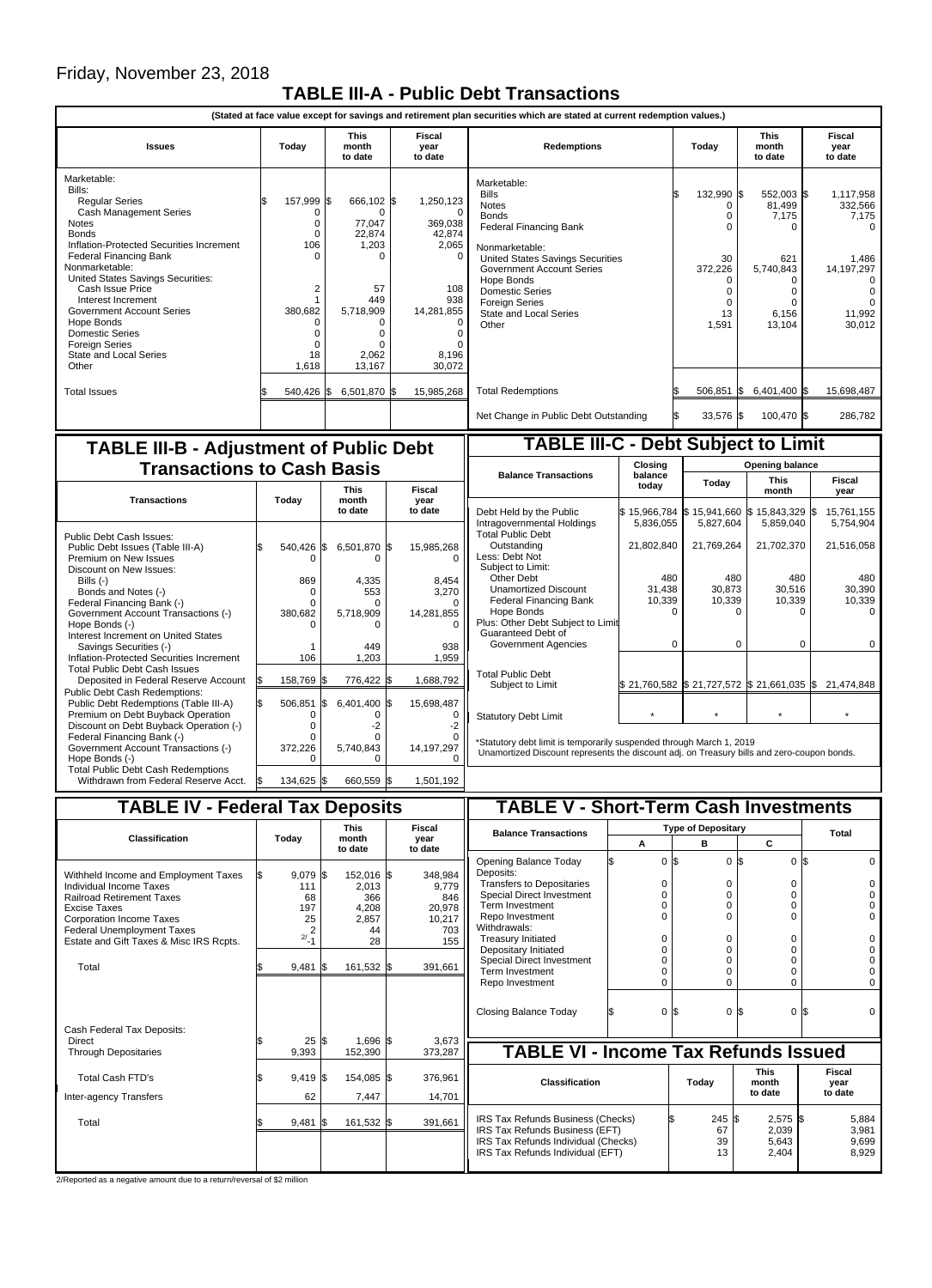Friday, November 23, 2018

# TABLE III-A - Public Debt Transactions

(Stated at face value except for savings and retirement plan securities which are stated at current redemption values.)

| Issues | Today | This month to date | Fiscal year to date |
|---|---|---|---|
| Marketable: | | | |
| Bills: | | | |
| Regular Series | $ 157,999 | $ 666,102 | $ 1,250,123 |
| Cash Management Series | 0 | 0 | 0 |
| Notes | 0 | 77,047 | 369,038 |
| Bonds | 0 | 22,874 | 42,874 |
| Inflation-Protected Securities Increment | 106 | 1,203 | 2,065 |
| Federal Financing Bank | 0 | 0 | 0 |
| Nonmarketable: | | | |
| United States Savings Securities: | | | |
| Cash Issue Price | 2 | 57 | 108 |
| Interest Increment | 1 | 449 | 938 |
| Government Account Series | 380,682 | 5,718,909 | 14,281,855 |
| Hope Bonds | 0 | 0 | 0 |
| Domestic Series | 0 | 0 | 0 |
| Foreign Series | 0 | 0 | 0 |
| State and Local Series | 18 | 2,062 | 8,196 |
| Other | 1,618 | 13,167 | 30,072 |
| Total Issues | $ 540,426 | $ 6,501,870 | $ 15,985,268 |

| Redemptions | Today | This month to date | Fiscal year to date |
|---|---|---|---|
| Marketable: | | | |
| Bills | $ 132,990 | $ 552,003 | $ 1,117,958 |
| Notes | 0 | 81,499 | 332,566 |
| Bonds | 0 | 7,175 | 7,175 |
| Federal Financing Bank | 0 | 0 | 0 |
| Nonmarketable: | | | |
| United States Savings Securities | 30 | 621 | 1,486 |
| Government Account Series | 372,226 | 5,740,843 | 14,197,297 |
| Hope Bonds | 0 | 0 | 0 |
| Domestic Series | 0 | 0 | 0 |
| Foreign Series | 0 | 0 | 0 |
| State and Local Series | 13 | 6,156 | 11,992 |
| Other | 1,591 | 13,104 | 30,012 |
| Total Redemptions | $ 506,851 | $ 6,401,400 | $ 15,698,487 |
| Net Change in Public Debt Outstanding | $ 33,576 | $ 100,470 | $ 286,782 |

# TABLE III-B - Adjustment of Public Debt Transactions to Cash Basis

| Transactions | Today | This month to date | Fiscal year to date |
|---|---|---|---|
| Public Debt Cash Issues: | | | |
| Public Debt Issues (Table III-A) | $ 540,426 | $ 6,501,870 | $ 15,985,268 |
| Premium on New Issues | 0 | 0 | 0 |
| Discount on New Issues: | | | |
| Bills (-) | 869 | 4,335 | 8,454 |
| Bonds and Notes (-) | 0 | 553 | 3,270 |
| Federal Financing Bank (-) | 0 | 0 | 0 |
| Government Account Transactions (-) | 380,682 | 5,718,909 | 14,281,855 |
| Hope Bonds (-) | 0 | 0 | 0 |
| Interest Increment on United States Savings Securities (-) | 1 | 449 | 938 |
| Inflation-Protected Securities Increment | 106 | 1,203 | 1,959 |
| Total Public Debt Cash Issues Deposited in Federal Reserve Account | $ 158,769 | $ 776,422 | $ 1,688,792 |
| Public Debt Cash Redemptions: | | | |
| Public Debt Redemptions (Table III-A) | $ 506,851 | $ 6,401,400 | $ 15,698,487 |
| Premium on Debt Buyback Operation | 0 | 0 | 0 |
| Discount on Debt Buyback Operation (-) | 0 | -2 | -2 |
| Federal Financing Bank (-) | 0 | 0 | 0 |
| Government Account Transactions (-) | 372,226 | 5,740,843 | 14,197,297 |
| Hope Bonds (-) | 0 | 0 | 0 |
| Total Public Debt Cash Redemptions Withdrawn from Federal Reserve Acct. | $ 134,625 | $ 660,559 | $ 1,501,192 |

# TABLE III-C - Debt Subject to Limit

| Balance Transactions | Closing balance today | Opening balance Today | Opening balance This month | Opening balance Fiscal year |
|---|---|---|---|---|
| Debt Held by the Public | $ 15,966,784 | $ 15,941,660 | $ 15,843,329 | $ 15,761,155 |
| Intragovernmental Holdings | 5,836,055 | 5,827,604 | 5,859,040 | 5,754,904 |
| Total Public Debt Outstanding | 21,802,840 | 21,769,264 | 21,702,370 | 21,516,058 |
| Less: Debt Not Subject to Limit: | | | | |
| Other Debt | 480 | 480 | 480 | 480 |
| Unamortized Discount | 31,438 | 30,873 | 30,516 | 30,390 |
| Federal Financing Bank | 10,339 | 10,339 | 10,339 | 10,339 |
| Hope Bonds | 0 | 0 | 0 | 0 |
| Plus: Other Debt Subject to Limit | | | | |
| Guaranteed Debt of Government Agencies | 0 | 0 | 0 | 0 |
| Total Public Debt Subject to Limit | $ 21,760,582 | $ 21,727,572 | $ 21,661,035 | $ 21,474,848 |
| Statutory Debt Limit | * | * | * | * |

*Statutory debt limit is temporarily suspended through March 1, 2019
Unamortized Discount represents the discount adj. on Treasury bills and zero-coupon bonds.

# TABLE IV - Federal Tax Deposits

| Classification | Today | This month to date | Fiscal year to date |
|---|---|---|---|
| Withheld Income and Employment Taxes | $ 9,079 | $ 152,016 | $ 348,984 |
| Individual Income Taxes | 111 | 2,013 | 9,779 |
| Railroad Retirement Taxes | 68 | 366 | 846 |
| Excise Taxes | 197 | 4,208 | 20,978 |
| Corporation Income Taxes | 25 | 2,857 | 10,217 |
| Federal Unemployment Taxes | 2 | 44 | 703 |
| Estate and Gift Taxes & Misc IRS Rcpts. | 2/ -1 | 28 | 155 |
| Total | $ 9,481 | $ 161,532 | $ 391,661 |
| Cash Federal Tax Deposits: | | | |
| Direct | $ 25 | $ 1,696 | $ 3,673 |
| Through Depositaries | 9,393 | 152,390 | 373,287 |
| Total Cash FTD's | $ 9,419 | $ 154,085 | $ 376,961 |
| Inter-agency Transfers | 62 | 7,447 | 14,701 |
| Total | $ 9,481 | $ 161,532 | $ 391,661 |

2/Reported as a negative amount due to a return/reversal of $2 million

# TABLE V - Short-Term Cash Investments

| Balance Transactions | Type of Depositary A | Type of Depositary B | Type of Depositary C | Total |
|---|---|---|---|---|
| Opening Balance Today | $ 0 | $ 0 | $ 0 | $ 0 |
| Deposits: | | | | |
| Transfers to Depositaries | 0 | 0 | 0 | 0 |
| Special Direct Investment | 0 | 0 | 0 | 0 |
| Term Investment | 0 | 0 | 0 | 0 |
| Repo Investment | 0 | 0 | 0 | 0 |
| Withdrawals: | | | | |
| Treasury Initiated | 0 | 0 | 0 | 0 |
| Depositary Initiated | 0 | 0 | 0 | 0 |
| Special Direct Investment | 0 | 0 | 0 | 0 |
| Term Investment | 0 | 0 | 0 | 0 |
| Repo Investment | 0 | 0 | 0 | 0 |
| Closing Balance Today | $ 0 | $ 0 | $ 0 | $ 0 |

# TABLE VI - Income Tax Refunds Issued

| Classification | Today | This month to date | Fiscal year to date |
|---|---|---|---|
| IRS Tax Refunds Business (Checks) | $ 245 | $ 2,575 | $ 5,884 |
| IRS Tax Refunds Business (EFT) | 67 | 2,039 | 3,981 |
| IRS Tax Refunds Individual (Checks) | 39 | 5,643 | 9,699 |
| IRS Tax Refunds Individual (EFT) | 13 | 2,404 | 8,929 |